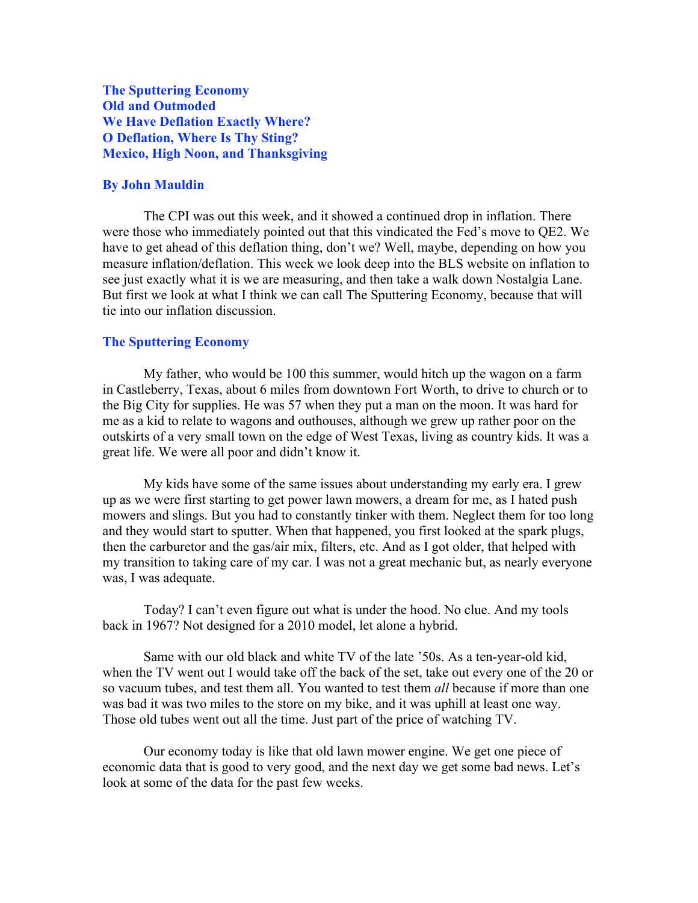**The Sputtering Economy**
**Old and Outmoded**
**We Have Deflation Exactly Where?**
**O Deflation, Where Is Thy Sting?**
**Mexico, High Noon, and Thanksgiving**

**By John Mauldin**

The CPI was out this week, and it showed a continued drop in inflation. There were those who immediately pointed out that this vindicated the Fed's move to QE2. We have to get ahead of this deflation thing, don't we? Well, maybe, depending on how you measure inflation/deflation. This week we look deep into the BLS website on inflation to see just exactly what it is we are measuring, and then take a walk down Nostalgia Lane. But first we look at what I think we can call The Sputtering Economy, because that will tie into our inflation discussion.

## The Sputtering Economy

My father, who would be 100 this summer, would hitch up the wagon on a farm in Castleberry, Texas, about 6 miles from downtown Fort Worth, to drive to church or to the Big City for supplies. He was 57 when they put a man on the moon. It was hard for me as a kid to relate to wagons and outhouses, although we grew up rather poor on the outskirts of a very small town on the edge of West Texas, living as country kids. It was a great life. We were all poor and didn't know it.

My kids have some of the same issues about understanding my early era. I grew up as we were first starting to get power lawn mowers, a dream for me, as I hated push mowers and slings. But you had to constantly tinker with them. Neglect them for too long and they would start to sputter. When that happened, you first looked at the spark plugs, then the carburetor and the gas/air mix, filters, etc. And as I got older, that helped with my transition to taking care of my car. I was not a great mechanic but, as nearly everyone was, I was adequate.

Today? I can't even figure out what is under the hood. No clue. And my tools back in 1967? Not designed for a 2010 model, let alone a hybrid.

Same with our old black and white TV of the late '50s. As a ten-year-old kid, when the TV went out I would take off the back of the set, take out every one of the 20 or so vacuum tubes, and test them all. You wanted to test them *all* because if more than one was bad it was two miles to the store on my bike, and it was uphill at least one way. Those old tubes went out all the time. Just part of the price of watching TV.

Our economy today is like that old lawn mower engine. We get one piece of economic data that is good to very good, and the next day we get some bad news. Let's look at some of the data for the past few weeks.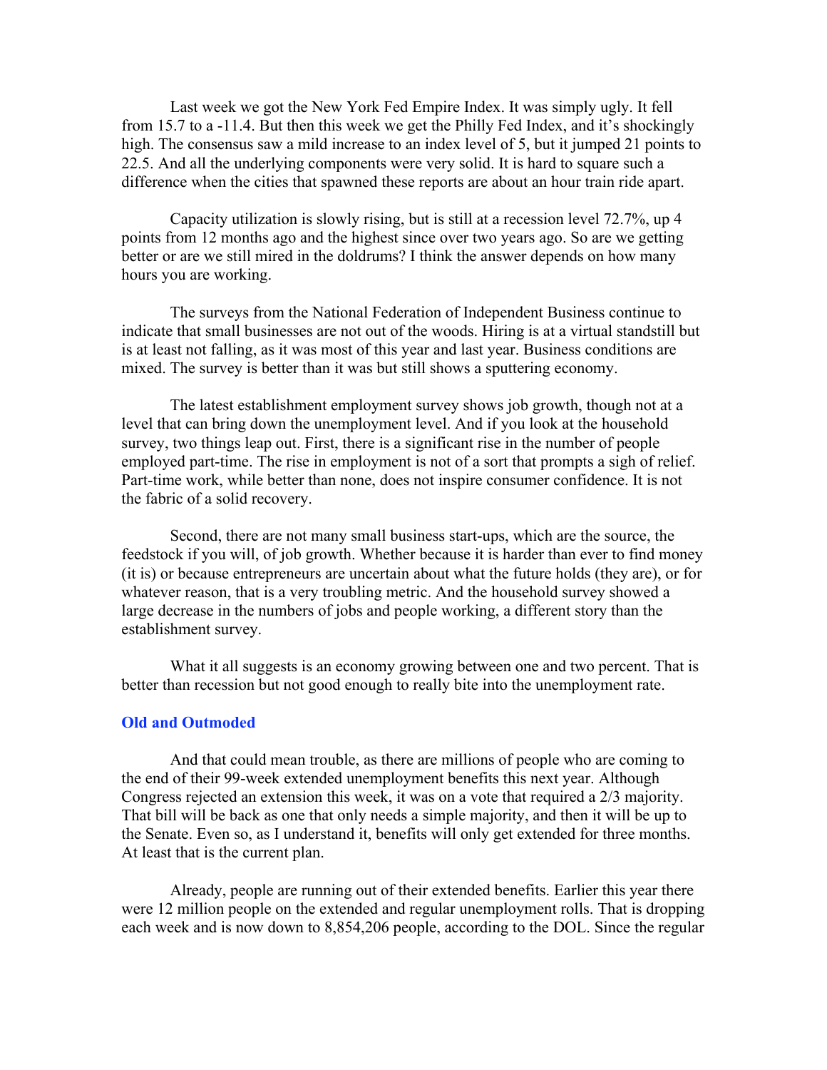Last week we got the New York Fed Empire Index. It was simply ugly. It fell from 15.7 to a -11.4. But then this week we get the Philly Fed Index, and it's shockingly high. The consensus saw a mild increase to an index level of 5, but it jumped 21 points to 22.5. And all the underlying components were very solid. It is hard to square such a difference when the cities that spawned these reports are about an hour train ride apart.

Capacity utilization is slowly rising, but is still at a recession level 72.7%, up 4 points from 12 months ago and the highest since over two years ago. So are we getting better or are we still mired in the doldrums? I think the answer depends on how many hours you are working.

The surveys from the National Federation of Independent Business continue to indicate that small businesses are not out of the woods. Hiring is at a virtual standstill but is at least not falling, as it was most of this year and last year. Business conditions are mixed. The survey is better than it was but still shows a sputtering economy.

The latest establishment employment survey shows job growth, though not at a level that can bring down the unemployment level. And if you look at the household survey, two things leap out. First, there is a significant rise in the number of people employed part-time. The rise in employment is not of a sort that prompts a sigh of relief. Part-time work, while better than none, does not inspire consumer confidence. It is not the fabric of a solid recovery.

Second, there are not many small business start-ups, which are the source, the feedstock if you will, of job growth. Whether because it is harder than ever to find money (it is) or because entrepreneurs are uncertain about what the future holds (they are), or for whatever reason, that is a very troubling metric. And the household survey showed a large decrease in the numbers of jobs and people working, a different story than the establishment survey.

What it all suggests is an economy growing between one and two percent. That is better than recession but not good enough to really bite into the unemployment rate.

### Old and Outmoded

And that could mean trouble, as there are millions of people who are coming to the end of their 99-week extended unemployment benefits this next year. Although Congress rejected an extension this week, it was on a vote that required a 2/3 majority. That bill will be back as one that only needs a simple majority, and then it will be up to the Senate. Even so, as I understand it, benefits will only get extended for three months. At least that is the current plan.

Already, people are running out of their extended benefits. Earlier this year there were 12 million people on the extended and regular unemployment rolls. That is dropping each week and is now down to 8,854,206 people, according to the DOL. Since the regular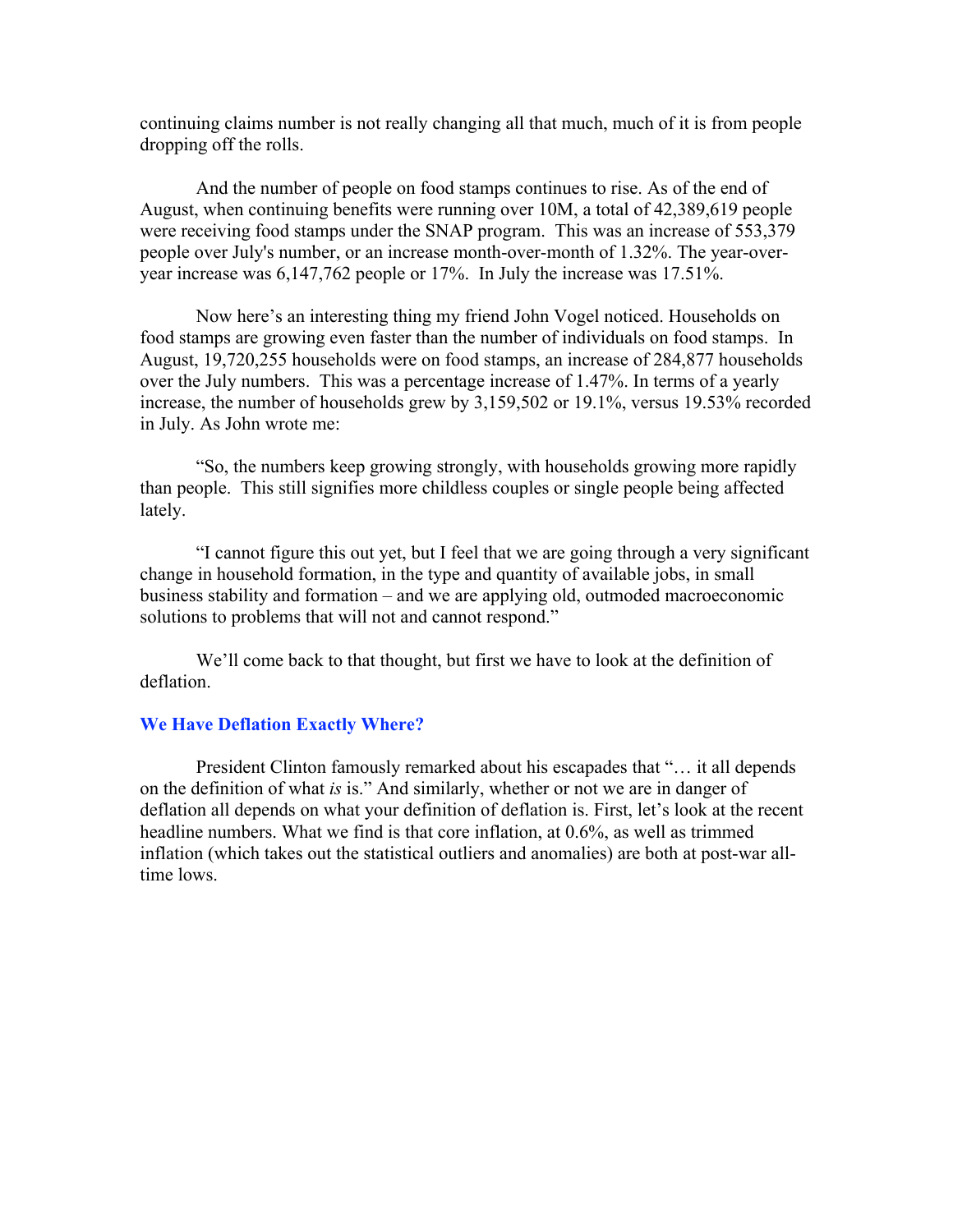continuing claims number is not really changing all that much, much of it is from people dropping off the rolls.

And the number of people on food stamps continues to rise. As of the end of August, when continuing benefits were running over 10M, a total of 42,389,619 people were receiving food stamps under the SNAP program. This was an increase of 553,379 people over July's number, or an increase month-over-month of 1.32%. The year-over-year increase was 6,147,762 people or 17%. In July the increase was 17.51%.

Now here's an interesting thing my friend John Vogel noticed. Households on food stamps are growing even faster than the number of individuals on food stamps. In August, 19,720,255 households were on food stamps, an increase of 284,877 households over the July numbers. This was a percentage increase of 1.47%. In terms of a yearly increase, the number of households grew by 3,159,502 or 19.1%, versus 19.53% recorded in July. As John wrote me:

"So, the numbers keep growing strongly, with households growing more rapidly than people. This still signifies more childless couples or single people being affected lately.

"I cannot figure this out yet, but I feel that we are going through a very significant change in household formation, in the type and quantity of available jobs, in small business stability and formation – and we are applying old, outmoded macroeconomic solutions to problems that will not and cannot respond."

We'll come back to that thought, but first we have to look at the definition of deflation.

## We Have Deflation Exactly Where?

President Clinton famously remarked about his escapades that "… it all depends on the definition of what *is* is." And similarly, whether or not we are in danger of deflation all depends on what your definition of deflation is. First, let's look at the recent headline numbers. What we find is that core inflation, at 0.6%, as well as trimmed inflation (which takes out the statistical outliers and anomalies) are both at post-war all-time lows.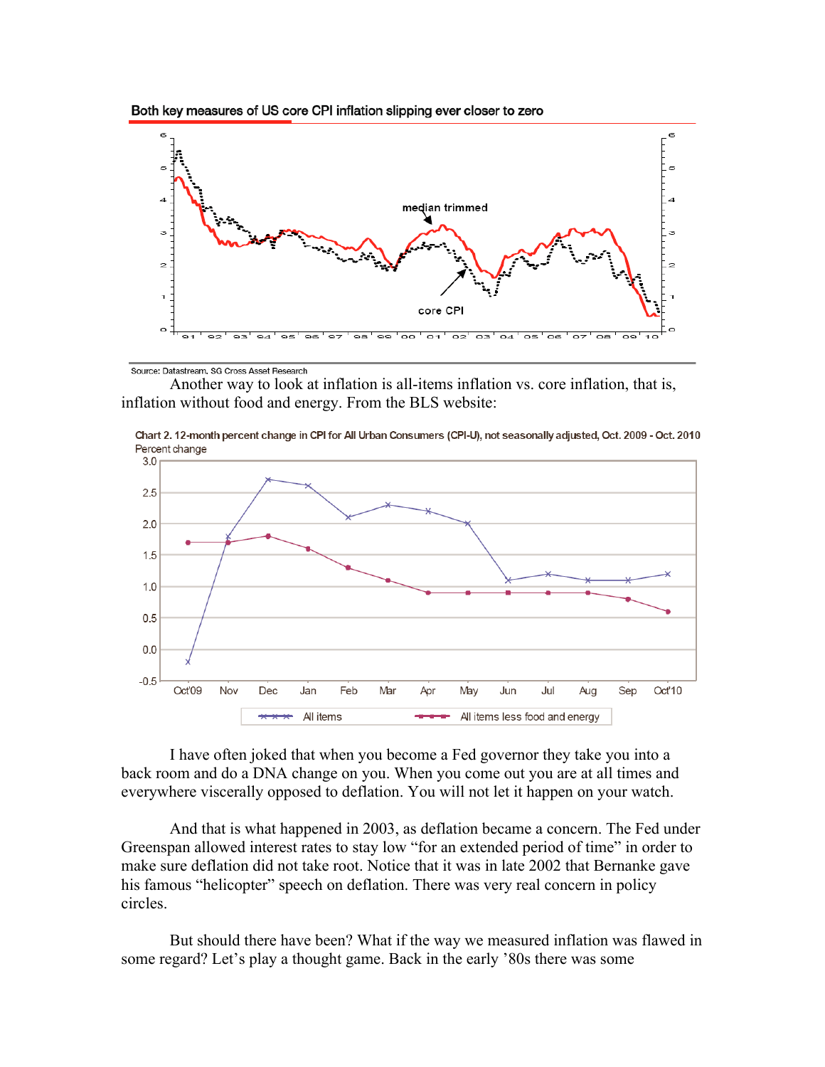Both key measures of US core CPI inflation slipping ever closer to zero

Source: Datastream, SG Cross Asset Research

Another way to look at inflation is all-items inflation vs. core inflation, that is, inflation without food and energy. From the BLS website:

Chart 2. 12-month percent change in CPI for All Urban Consumers (CPI-U), not seasonally adjusted, Oct. 2009 - Oct. 2010

I have often joked that when you become a Fed governor they take you into a back room and do a DNA change on you. When you come out you are at all times and everywhere viscerally opposed to deflation. You will not let it happen on your watch.

And that is what happened in 2003, as deflation became a concern. The Fed under Greenspan allowed interest rates to stay low "for an extended period of time" in order to make sure deflation did not take root. Notice that it was in late 2002 that Bernanke gave his famous "helicopter" speech on deflation. There was very real concern in policy circles.

But should there have been? What if the way we measured inflation was flawed in some regard? Let's play a thought game. Back in the early '80s there was some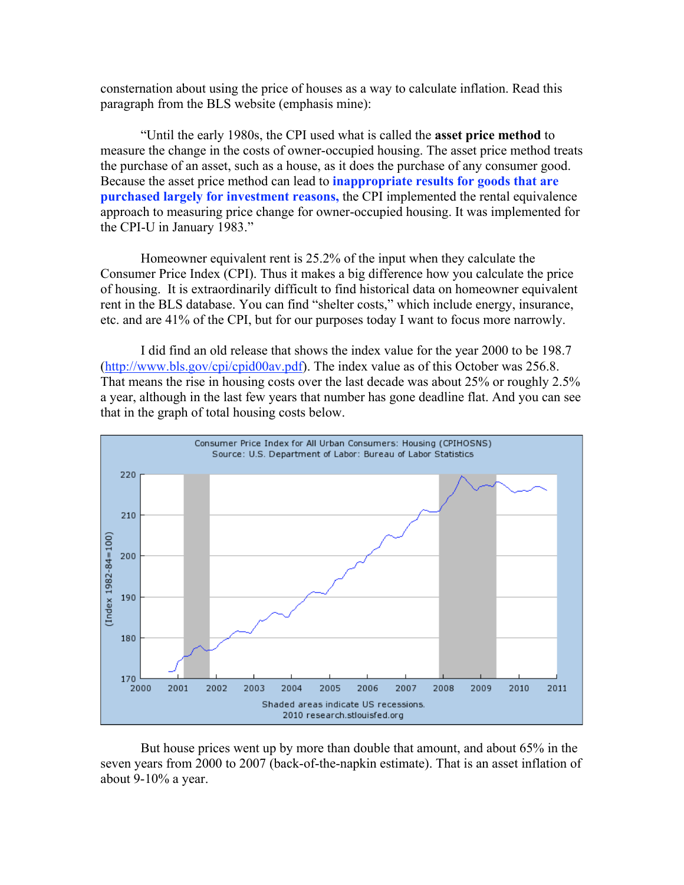consternation about using the price of houses as a way to calculate inflation. Read this paragraph from the BLS website (emphasis mine):

"Until the early 1980s, the CPI used what is called the **asset price method** to measure the change in the costs of owner-occupied housing. The asset price method treats the purchase of an asset, such as a house, as it does the purchase of any consumer good. Because the asset price method can lead to **inappropriate results for goods that are purchased largely for investment reasons,** the CPI implemented the rental equivalence approach to measuring price change for owner-occupied housing. It was implemented for the CPI-U in January 1983."

Homeowner equivalent rent is 25.2% of the input when they calculate the Consumer Price Index (CPI). Thus it makes a big difference how you calculate the price of housing. It is extraordinarily difficult to find historical data on homeowner equivalent rent in the BLS database. You can find "shelter costs," which include energy, insurance, etc. and are 41% of the CPI, but for our purposes today I want to focus more narrowly.

I did find an old release that shows the index value for the year 2000 to be 198.7 (http://www.bls.gov/cpi/cpid00av.pdf). The index value as of this October was 256.8. That means the rise in housing costs over the last decade was about 25% or roughly 2.5% a year, although in the last few years that number has gone deadline flat. And you can see that in the graph of total housing costs below.

Consumer Price Index for All Urban Consumers: Housing (CPIHOSNS)
Source: U.S. Department of Labor: Bureau of Labor Statistics

Shaded areas indicate US recessions.
2010 research.stlouisfed.org

But house prices went up by more than double that amount, and about 65% in the seven years from 2000 to 2007 (back-of-the-napkin estimate). That is an asset inflation of about 9-10% a year.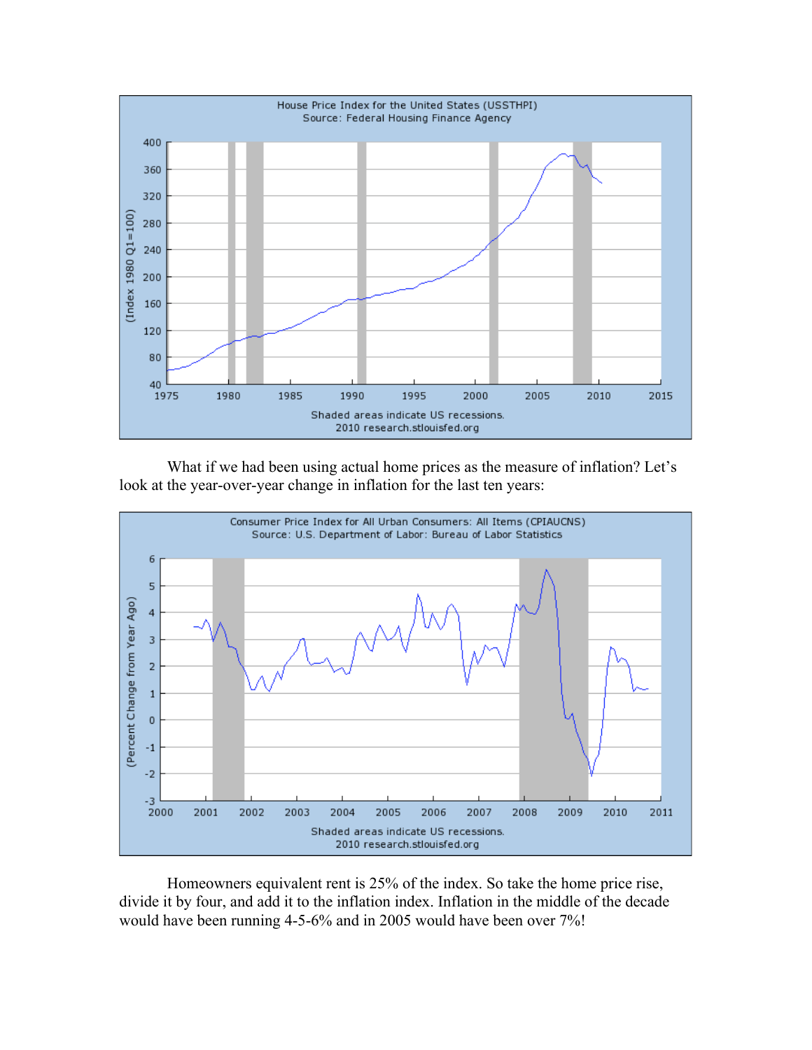What if we had been using actual home prices as the measure of inflation? Let's look at the year-over-year change in inflation for the last ten years:

Homeowners equivalent rent is 25% of the index. So take the home price rise, divide it by four, and add it to the inflation index. Inflation in the middle of the decade would have been running 4-5-6% and in 2005 would have been over 7%!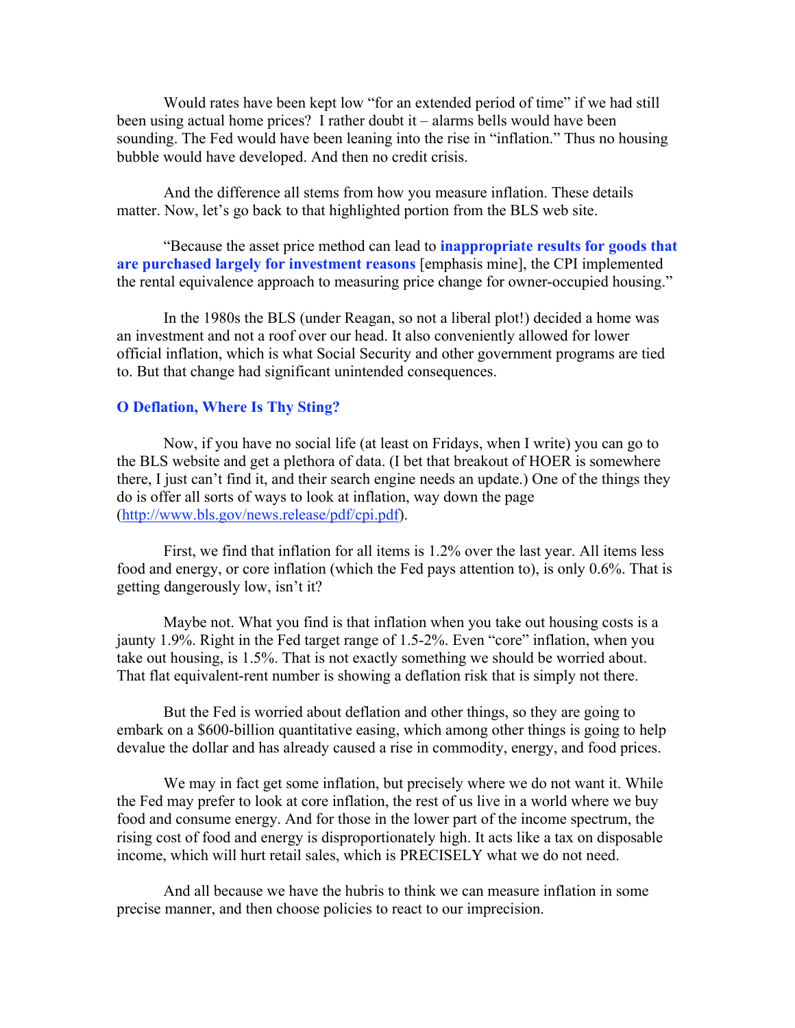Would rates have been kept low "for an extended period of time" if we had still been using actual home prices? I rather doubt it – alarms bells would have been sounding. The Fed would have been leaning into the rise in "inflation." Thus no housing bubble would have developed. And then no credit crisis.

And the difference all stems from how you measure inflation. These details matter. Now, let's go back to that highlighted portion from the BLS web site.

"Because the asset price method can lead to **inappropriate results for goods that are purchased largely for investment reasons** [emphasis mine], the CPI implemented the rental equivalence approach to measuring price change for owner-occupied housing."

In the 1980s the BLS (under Reagan, so not a liberal plot!) decided a home was an investment and not a roof over our head. It also conveniently allowed for lower official inflation, which is what Social Security and other government programs are tied to. But that change had significant unintended consequences.

### O Deflation, Where Is Thy Sting?

Now, if you have no social life (at least on Fridays, when I write) you can go to the BLS website and get a plethora of data. (I bet that breakout of HOER is somewhere there, I just can't find it, and their search engine needs an update.) One of the things they do is offer all sorts of ways to look at inflation, way down the page (http://www.bls.gov/news.release/pdf/cpi.pdf).

First, we find that inflation for all items is 1.2% over the last year. All items less food and energy, or core inflation (which the Fed pays attention to), is only 0.6%. That is getting dangerously low, isn't it?

Maybe not. What you find is that inflation when you take out housing costs is a jaunty 1.9%. Right in the Fed target range of 1.5-2%. Even "core" inflation, when you take out housing, is 1.5%. That is not exactly something we should be worried about. That flat equivalent-rent number is showing a deflation risk that is simply not there.

But the Fed is worried about deflation and other things, so they are going to embark on a $600-billion quantitative easing, which among other things is going to help devalue the dollar and has already caused a rise in commodity, energy, and food prices.

We may in fact get some inflation, but precisely where we do not want it. While the Fed may prefer to look at core inflation, the rest of us live in a world where we buy food and consume energy. And for those in the lower part of the income spectrum, the rising cost of food and energy is disproportionately high. It acts like a tax on disposable income, which will hurt retail sales, which is PRECISELY what we do not need.

And all because we have the hubris to think we can measure inflation in some precise manner, and then choose policies to react to our imprecision.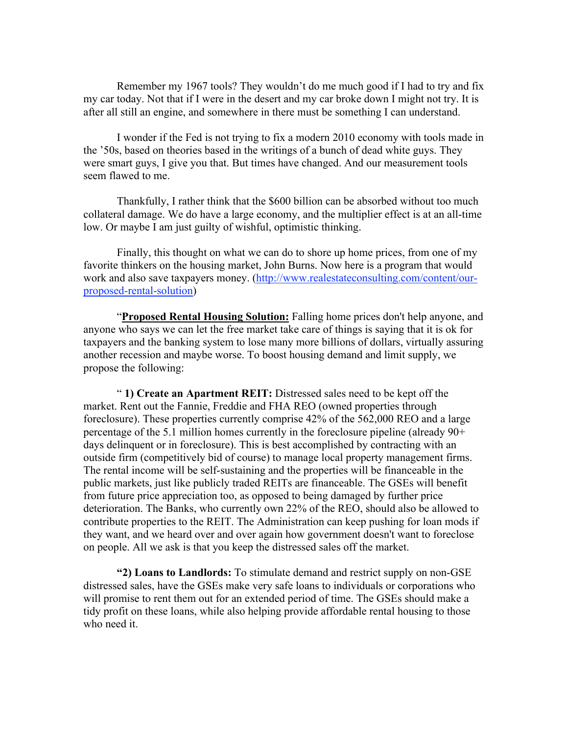Remember my 1967 tools? They wouldn't do me much good if I had to try and fix my car today. Not that if I were in the desert and my car broke down I might not try. It is after all still an engine, and somewhere in there must be something I can understand.

I wonder if the Fed is not trying to fix a modern 2010 economy with tools made in the '50s, based on theories based in the writings of a bunch of dead white guys. They were smart guys, I give you that. But times have changed. And our measurement tools seem flawed to me.

Thankfully, I rather think that the $600 billion can be absorbed without too much collateral damage. We do have a large economy, and the multiplier effect is at an all-time low. Or maybe I am just guilty of wishful, optimistic thinking.

Finally, this thought on what we can do to shore up home prices, from one of my favorite thinkers on the housing market, John Burns. Now here is a program that would work and also save taxpayers money. (http://www.realestateconsulting.com/content/our-proposed-rental-solution)

"**Proposed Rental Housing Solution:** Falling home prices don't help anyone, and anyone who says we can let the free market take care of things is saying that it is ok for taxpayers and the banking system to lose many more billions of dollars, virtually assuring another recession and maybe worse. To boost housing demand and limit supply, we propose the following:

" **1) Create an Apartment REIT:** Distressed sales need to be kept off the market. Rent out the Fannie, Freddie and FHA REO (owned properties through foreclosure). These properties currently comprise 42% of the 562,000 REO and a large percentage of the 5.1 million homes currently in the foreclosure pipeline (already 90+ days delinquent or in foreclosure). This is best accomplished by contracting with an outside firm (competitively bid of course) to manage local property management firms. The rental income will be self-sustaining and the properties will be financeable in the public markets, just like publicly traded REITs are financeable. The GSEs will benefit from future price appreciation too, as opposed to being damaged by further price deterioration. The Banks, who currently own 22% of the REO, should also be allowed to contribute properties to the REIT. The Administration can keep pushing for loan mods if they want, and we heard over and over again how government doesn't want to foreclose on people. All we ask is that you keep the distressed sales off the market.

**"2) Loans to Landlords:** To stimulate demand and restrict supply on non-GSE distressed sales, have the GSEs make very safe loans to individuals or corporations who will promise to rent them out for an extended period of time. The GSEs should make a tidy profit on these loans, while also helping provide affordable rental housing to those who need it.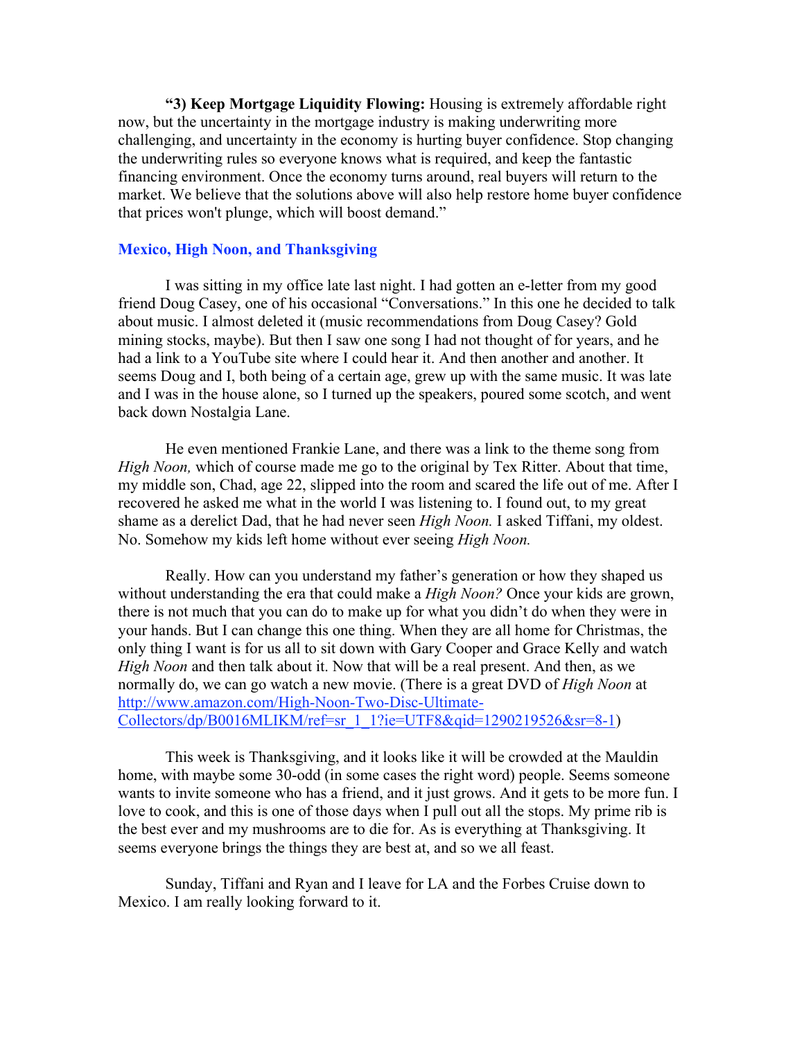**"3) Keep Mortgage Liquidity Flowing:** Housing is extremely affordable right now, but the uncertainty in the mortgage industry is making underwriting more challenging, and uncertainty in the economy is hurting buyer confidence. Stop changing the underwriting rules so everyone knows what is required, and keep the fantastic financing environment. Once the economy turns around, real buyers will return to the market. We believe that the solutions above will also help restore home buyer confidence that prices won't plunge, which will boost demand."

## Mexico, High Noon, and Thanksgiving

I was sitting in my office late last night. I had gotten an e-letter from my good friend Doug Casey, one of his occasional "Conversations." In this one he decided to talk about music. I almost deleted it (music recommendations from Doug Casey? Gold mining stocks, maybe). But then I saw one song I had not thought of for years, and he had a link to a YouTube site where I could hear it. And then another and another. It seems Doug and I, both being of a certain age, grew up with the same music. It was late and I was in the house alone, so I turned up the speakers, poured some scotch, and went back down Nostalgia Lane.

He even mentioned Frankie Lane, and there was a link to the theme song from *High Noon,* which of course made me go to the original by Tex Ritter. About that time, my middle son, Chad, age 22, slipped into the room and scared the life out of me. After I recovered he asked me what in the world I was listening to. I found out, to my great shame as a derelict Dad, that he had never seen *High Noon.* I asked Tiffani, my oldest. No. Somehow my kids left home without ever seeing *High Noon.*

Really. How can you understand my father's generation or how they shaped us without understanding the era that could make a *High Noon?* Once your kids are grown, there is not much that you can do to make up for what you didn't do when they were in your hands. But I can change this one thing. When they are all home for Christmas, the only thing I want is for us all to sit down with Gary Cooper and Grace Kelly and watch *High Noon* and then talk about it. Now that will be a real present. And then, as we normally do, we can go watch a new movie. (There is a great DVD of *High Noon* at http://www.amazon.com/High-Noon-Two-Disc-Ultimate-Collectors/dp/B0016MLIKM/ref=sr_1_1?ie=UTF8&qid=1290219526&sr=8-1)

This week is Thanksgiving, and it looks like it will be crowded at the Mauldin home, with maybe some 30-odd (in some cases the right word) people. Seems someone wants to invite someone who has a friend, and it just grows. And it gets to be more fun. I love to cook, and this is one of those days when I pull out all the stops. My prime rib is the best ever and my mushrooms are to die for. As is everything at Thanksgiving. It seems everyone brings the things they are best at, and so we all feast.

Sunday, Tiffani and Ryan and I leave for LA and the Forbes Cruise down to Mexico. I am really looking forward to it.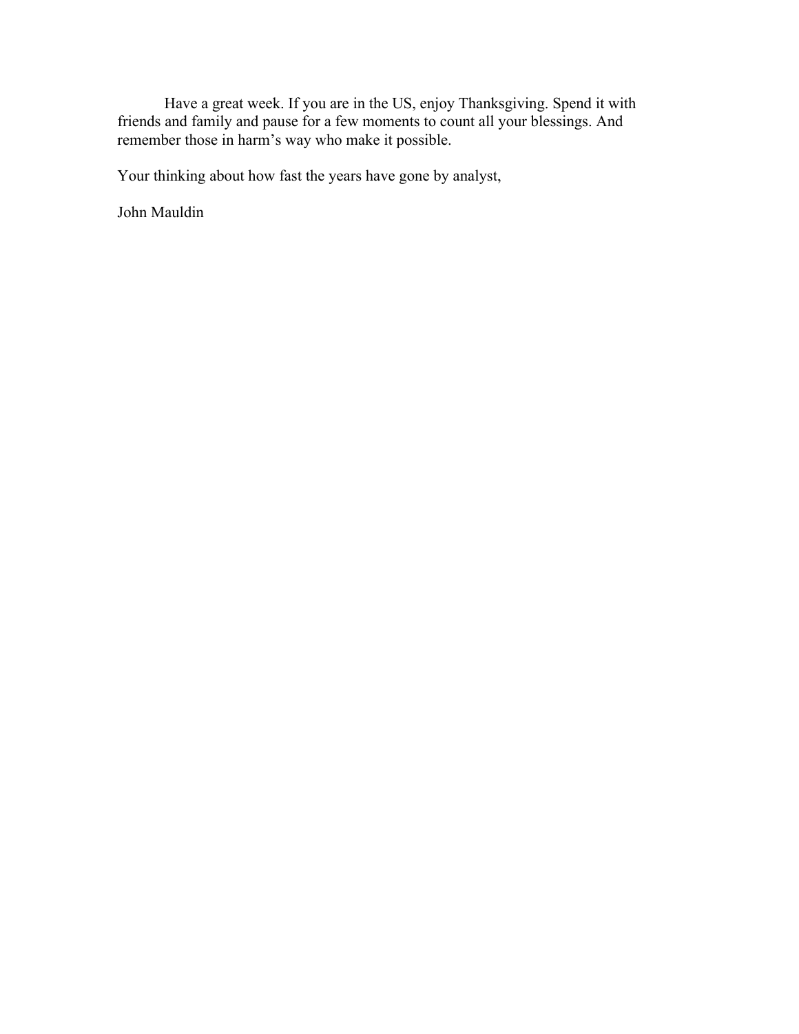Have a great week. If you are in the US, enjoy Thanksgiving. Spend it with friends and family and pause for a few moments to count all your blessings. And remember those in harm's way who make it possible.

Your thinking about how fast the years have gone by analyst,

John Mauldin